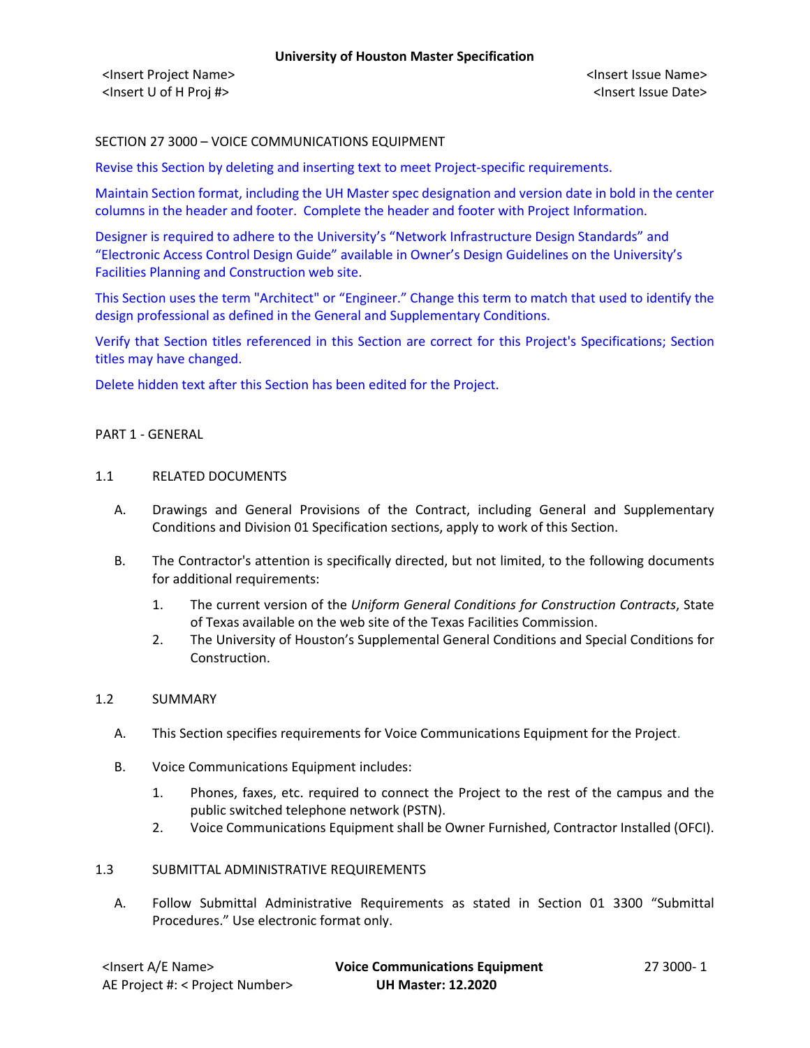SECTION 27 3000 – VOICE COMMUNICATIONS EQUIPMENT

Revise this Section by deleting and inserting text to meet Project-specific requirements.

Maintain Section format, including the UH Master spec designation and version date in bold in the center columns in the header and footer. Complete the header and footer with Project Information.

Designer is required to adhere to the University's "Network Infrastructure Design Standards" and "Electronic Access Control Design Guide" available in Owner's Design Guidelines on the University's Facilities Planning and Construction web site.

This Section uses the term "Architect" or "Engineer." Change this term to match that used to identify the design professional as defined in the General and Supplementary Conditions.

Verify that Section titles referenced in this Section are correct for this Project's Specifications; Section titles may have changed.

Delete hidden text after this Section has been edited for the Project.

## PART 1 - GENERAL

### 1.1 RELATED DOCUMENTS

A. Drawings and General Provisions of the Contract, including General and Supplementary Conditions and Division 01 Specification sections, apply to work of this Section.

B. The Contractor's attention is specifically directed, but not limited, to the following documents for additional requirements:

1. The current version of the *Uniform General Conditions for Construction Contracts*, State of Texas available on the web site of the Texas Facilities Commission.
2. The University of Houston's Supplemental General Conditions and Special Conditions for Construction.

### 1.2 SUMMARY

A. This Section specifies requirements for Voice Communications Equipment for the Project.

B. Voice Communications Equipment includes:

1. Phones, faxes, etc. required to connect the Project to the rest of the campus and the public switched telephone network (PSTN).
2. Voice Communications Equipment shall be Owner Furnished, Contractor Installed (OFCI).

### 1.3 SUBMITTAL ADMINISTRATIVE REQUIREMENTS

A. Follow Submittal Administrative Requirements as stated in Section 01 3300 "Submittal Procedures." Use electronic format only.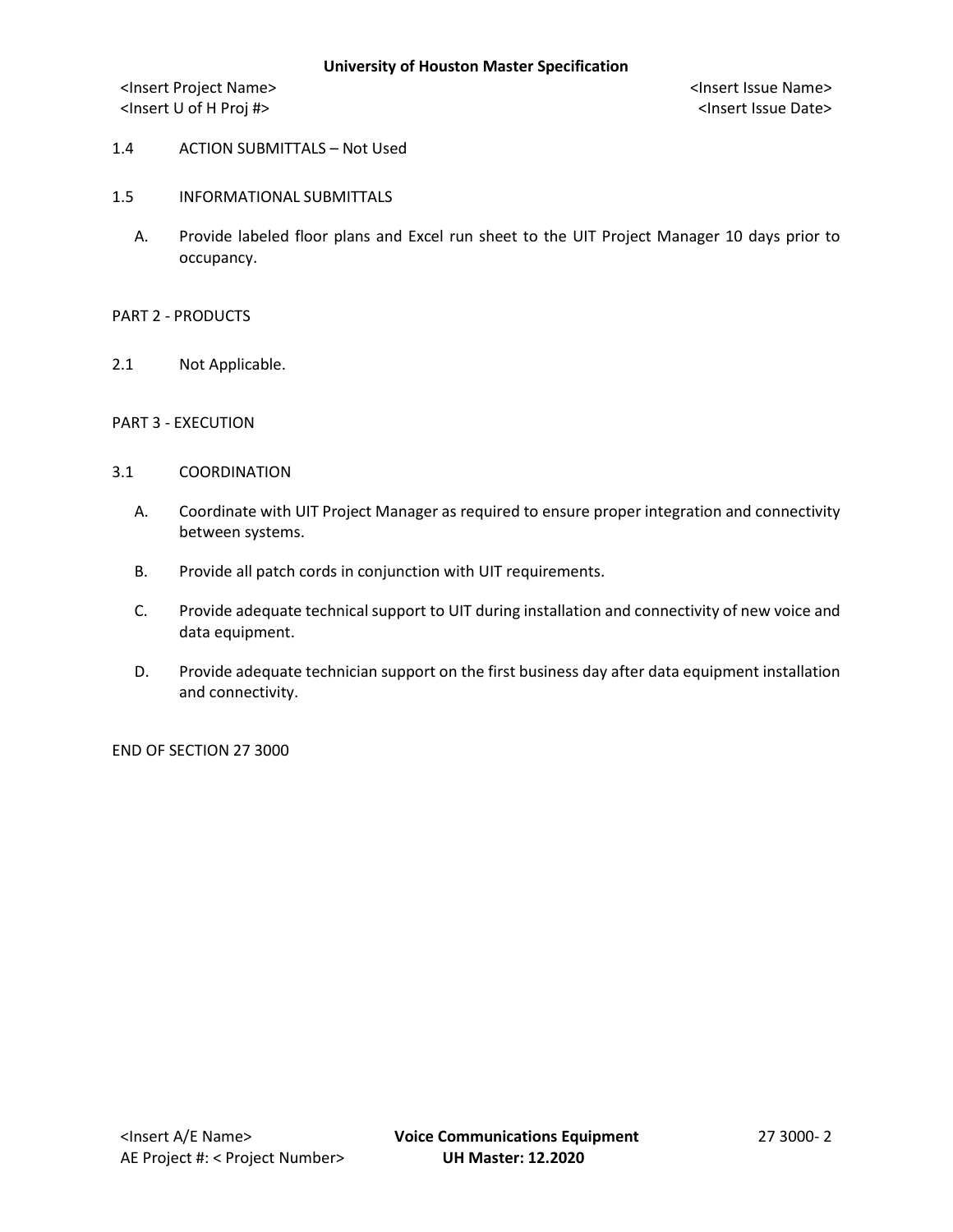1.4 ACTION SUBMITTALS – Not Used

1.5 INFORMATIONAL SUBMITTALS

A. Provide labeled floor plans and Excel run sheet to the UIT Project Manager 10 days prior to occupancy.

PART 2 - PRODUCTS

2.1 Not Applicable.

PART 3 - EXECUTION

3.1 COORDINATION

A. Coordinate with UIT Project Manager as required to ensure proper integration and connectivity between systems.

B. Provide all patch cords in conjunction with UIT requirements.

C. Provide adequate technical support to UIT during installation and connectivity of new voice and data equipment.

D. Provide adequate technician support on the first business day after data equipment installation and connectivity.

END OF SECTION 27 3000